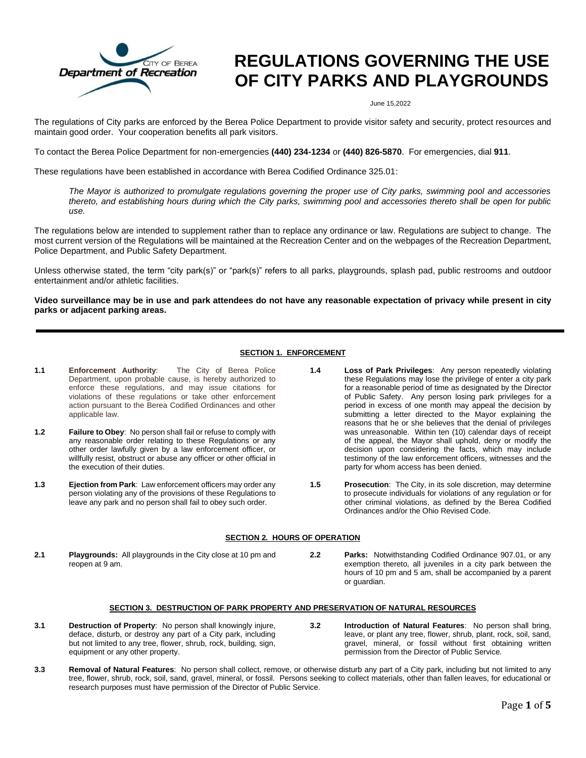CITY OF BEREA
Department of Recreation

# REGULATIONS GOVERNING THE USE OF CITY PARKS AND PLAYGROUNDS

June 15,2022

The regulations of City parks are enforced by the Berea Police Department to provide visitor safety and security, protect resources and maintain good order. Your cooperation benefits all park visitors.

To contact the Berea Police Department for non-emergencies **(440) 234-1234** or **(440) 826-5870**. For emergencies, dial **911**.

These regulations have been established in accordance with Berea Codified Ordinance 325.01:

> *The Mayor is authorized to promulgate regulations governing the proper use of City parks, swimming pool and accessories thereto, and establishing hours during which the City parks, swimming pool and accessories thereto shall be open for public use.*

The regulations below are intended to supplement rather than to replace any ordinance or law. Regulations are subject to change. The most current version of the Regulations will be maintained at the Recreation Center and on the webpages of the Recreation Department, Police Department, and Public Safety Department.

Unless otherwise stated, the term "city park(s)" or "park(s)" refers to all parks, playgrounds, splash pad, public restrooms and outdoor entertainment and/or athletic facilities.

**Video surveillance may be in use and park attendees do not have any reasonable expectation of privacy while present in city parks or adjacent parking areas.**

## SECTION 1. ENFORCEMENT

**1.1 Enforcement Authority**: The City of Berea Police Department, upon probable cause, is hereby authorized to enforce these regulations, and may issue citations for violations of these regulations or take other enforcement action pursuant to the Berea Codified Ordinances and other applicable law.

**1.2 Failure to Obey**: No person shall fail or refuse to comply with any reasonable order relating to these Regulations or any other order lawfully given by a law enforcement officer, or willfully resist, obstruct or abuse any officer or other official in the execution of their duties.

**1.3 Ejection from Park**: Law enforcement officers may order any person violating any of the provisions of these Regulations to leave any park and no person shall fail to obey such order.

**1.4 Loss of Park Privileges**: Any person repeatedly violating these Regulations may lose the privilege of enter a city park for a reasonable period of time as designated by the Director of Public Safety. Any person losing park privileges for a period in excess of one month may appeal the decision by submitting a letter directed to the Mayor explaining the reasons that he or she believes that the denial of privileges was unreasonable. Within ten (10) calendar days of receipt of the appeal, the Mayor shall uphold, deny or modify the decision upon considering the facts, which may include testimony of the law enforcement officers, witnesses and the party for whom access has been denied.

**1.5 Prosecution**: The City, in its sole discretion, may determine to prosecute individuals for violations of any regulation or for other criminal violations, as defined by the Berea Codified Ordinances and/or the Ohio Revised Code.

## SECTION 2. HOURS OF OPERATION

**2.1 Playgrounds:** All playgrounds in the City close at 10 pm and reopen at 9 am.

**2.2 Parks:** Notwithstanding Codified Ordinance 907.01, or any exemption thereto, all juveniles in a city park between the hours of 10 pm and 5 am, shall be accompanied by a parent or guardian.

## SECTION 3. DESTRUCTION OF PARK PROPERTY AND PRESERVATION OF NATURAL RESOURCES

**3.1 Destruction of Property**: No person shall knowingly injure, deface, disturb, or destroy any part of a City park, including but not limited to any tree, flower, shrub, rock, building, sign, equipment or any other property.

**3.2 Introduction of Natural Features**: No person shall bring, leave, or plant any tree, flower, shrub, plant, rock, soil, sand, gravel, mineral, or fossil without first obtaining written permission from the Director of Public Service.

**3.3 Removal of Natural Features**: No person shall collect, remove, or otherwise disturb any part of a City park, including but not limited to any tree, flower, shrub, rock, soil, sand, gravel, mineral, or fossil. Persons seeking to collect materials, other than fallen leaves, for educational or research purposes must have permission of the Director of Public Service.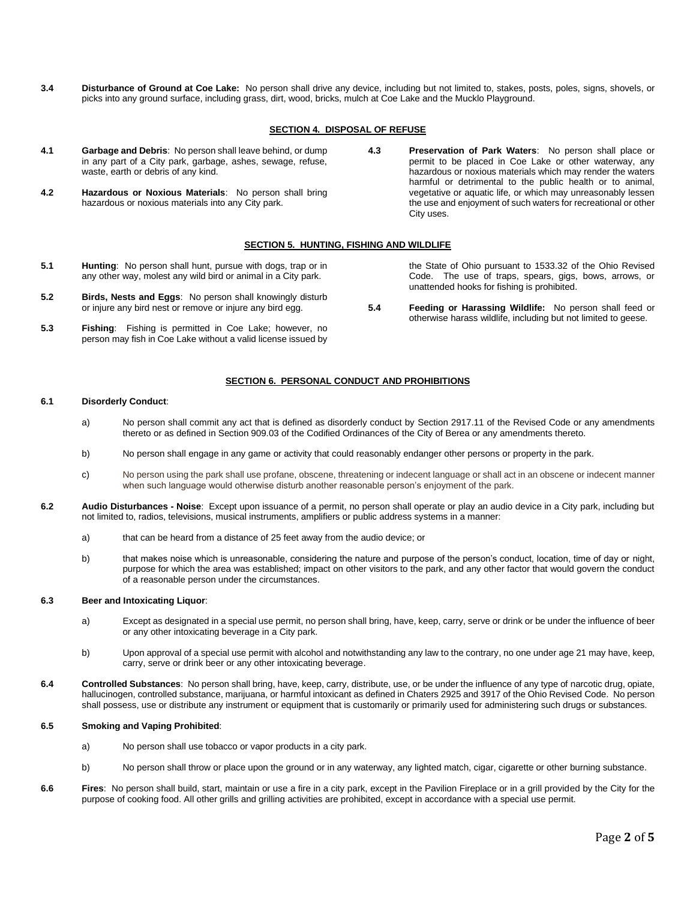**3.4** **Disturbance of Ground at Coe Lake:** No person shall drive any device, including but not limited to, stakes, posts, poles, signs, shovels, or picks into any ground surface, including grass, dirt, wood, bricks, mulch at Coe Lake and the Mucklo Playground.

## SECTION 4. DISPOSAL OF REFUSE

**4.1** **Garbage and Debris**: No person shall leave behind, or dump in any part of a City park, garbage, ashes, sewage, refuse, waste, earth or debris of any kind.

**4.2** **Hazardous or Noxious Materials**: No person shall bring hazardous or noxious materials into any City park.

**4.3** **Preservation of Park Waters**: No person shall place or permit to be placed in Coe Lake or other waterway, any hazardous or noxious materials which may render the waters harmful or detrimental to the public health or to animal, vegetative or aquatic life, or which may unreasonably lessen the use and enjoyment of such waters for recreational or other City uses.

## SECTION 5. HUNTING, FISHING AND WILDLIFE

**5.1** **Hunting**: No person shall hunt, pursue with dogs, trap or in any other way, molest any wild bird or animal in a City park.

**5.2** **Birds, Nests and Eggs**: No person shall knowingly disturb or injure any bird nest or remove or injure any bird egg.

**5.3** **Fishing**: Fishing is permitted in Coe Lake; however, no person may fish in Coe Lake without a valid license issued by the State of Ohio pursuant to 1533.32 of the Ohio Revised Code. The use of traps, spears, gigs, bows, arrows, or unattended hooks for fishing is prohibited.

**5.4** **Feeding or Harassing Wildlife:** No person shall feed or otherwise harass wildlife, including but not limited to geese.

## SECTION 6. PERSONAL CONDUCT AND PROHIBITIONS

**6.1** **Disorderly Conduct**:

a) No person shall commit any act that is defined as disorderly conduct by Section 2917.11 of the Revised Code or any amendments thereto or as defined in Section 909.03 of the Codified Ordinances of the City of Berea or any amendments thereto.

b) No person shall engage in any game or activity that could reasonably endanger other persons or property in the park.

c) No person using the park shall use profane, obscene, threatening or indecent language or shall act in an obscene or indecent manner when such language would otherwise disturb another reasonable person's enjoyment of the park.

**6.2** **Audio Disturbances - Noise**: Except upon issuance of a permit, no person shall operate or play an audio device in a City park, including but not limited to, radios, televisions, musical instruments, amplifiers or public address systems in a manner:

a) that can be heard from a distance of 25 feet away from the audio device; or

b) that makes noise which is unreasonable, considering the nature and purpose of the person's conduct, location, time of day or night, purpose for which the area was established; impact on other visitors to the park, and any other factor that would govern the conduct of a reasonable person under the circumstances.

**6.3** **Beer and Intoxicating Liquor**:

a) Except as designated in a special use permit, no person shall bring, have, keep, carry, serve or drink or be under the influence of beer or any other intoxicating beverage in a City park.

b) Upon approval of a special use permit with alcohol and notwithstanding any law to the contrary, no one under age 21 may have, keep, carry, serve or drink beer or any other intoxicating beverage.

**6.4** **Controlled Substances**: No person shall bring, have, keep, carry, distribute, use, or be under the influence of any type of narcotic drug, opiate, hallucinogen, controlled substance, marijuana, or harmful intoxicant as defined in Chaters 2925 and 3917 of the Ohio Revised Code. No person shall possess, use or distribute any instrument or equipment that is customarily or primarily used for administering such drugs or substances.

**6.5** **Smoking and Vaping Prohibited**:

a) No person shall use tobacco or vapor products in a city park.

b) No person shall throw or place upon the ground or in any waterway, any lighted match, cigar, cigarette or other burning substance.

**6.6** **Fires**: No person shall build, start, maintain or use a fire in a city park, except in the Pavilion Fireplace or in a grill provided by the City for the purpose of cooking food. All other grills and grilling activities are prohibited, except in accordance with a special use permit.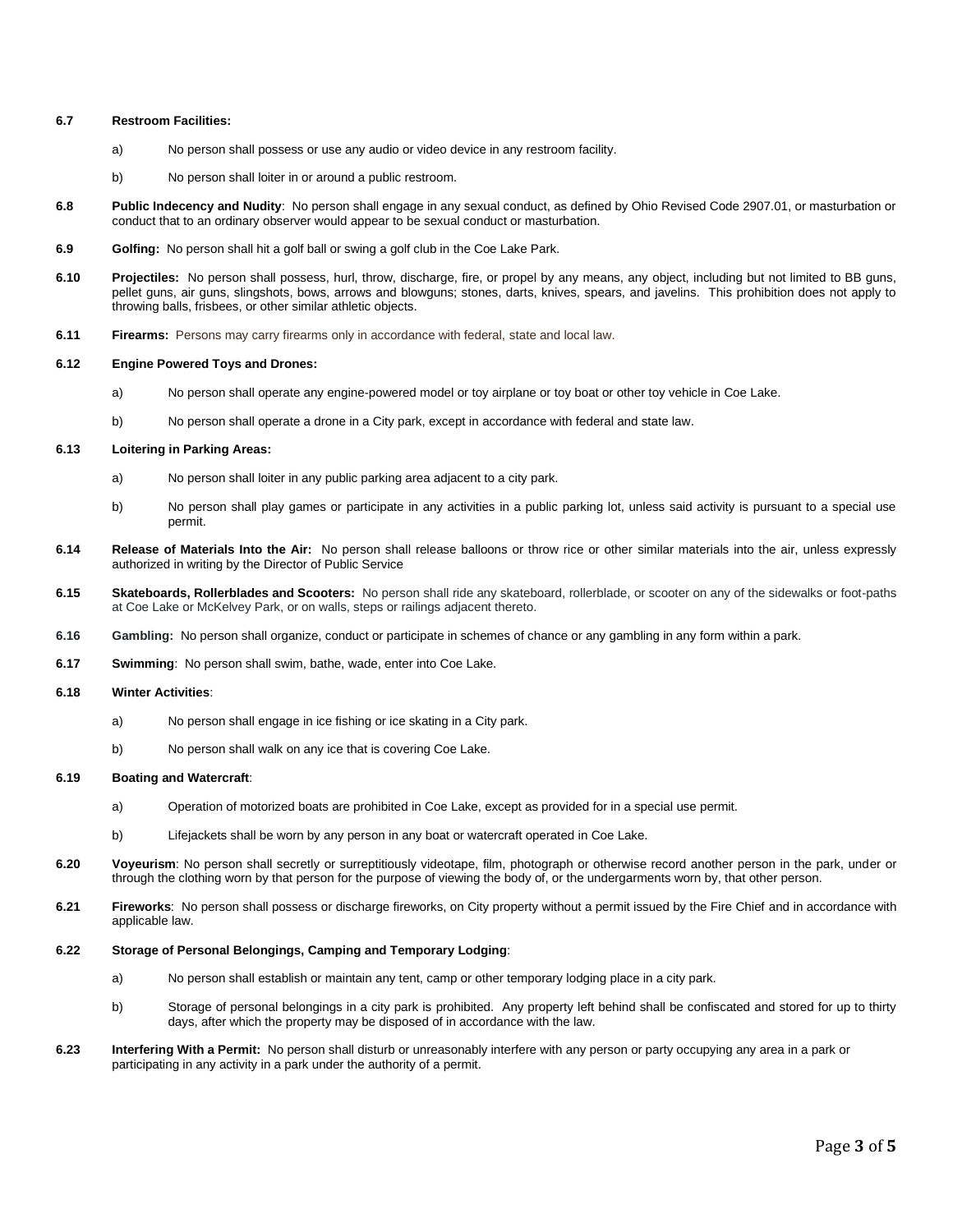**6.7 Restroom Facilities:**

a) No person shall possess or use any audio or video device in any restroom facility.

b) No person shall loiter in or around a public restroom.

**6.8 Public Indecency and Nudity**: No person shall engage in any sexual conduct, as defined by Ohio Revised Code 2907.01, or masturbation or conduct that to an ordinary observer would appear to be sexual conduct or masturbation.

**6.9 Golfing:** No person shall hit a golf ball or swing a golf club in the Coe Lake Park.

**6.10 Projectiles:** No person shall possess, hurl, throw, discharge, fire, or propel by any means, any object, including but not limited to BB guns, pellet guns, air guns, slingshots, bows, arrows and blowguns; stones, darts, knives, spears, and javelins. This prohibition does not apply to throwing balls, frisbees, or other similar athletic objects.

**6.11 Firearms:** Persons may carry firearms only in accordance with federal, state and local law.

**6.12 Engine Powered Toys and Drones:**

a) No person shall operate any engine-powered model or toy airplane or toy boat or other toy vehicle in Coe Lake.

b) No person shall operate a drone in a City park, except in accordance with federal and state law.

**6.13 Loitering in Parking Areas:**

a) No person shall loiter in any public parking area adjacent to a city park.

b) No person shall play games or participate in any activities in a public parking lot, unless said activity is pursuant to a special use permit.

**6.14 Release of Materials Into the Air:** No person shall release balloons or throw rice or other similar materials into the air, unless expressly authorized in writing by the Director of Public Service

**6.15 Skateboards, Rollerblades and Scooters:** No person shall ride any skateboard, rollerblade, or scooter on any of the sidewalks or foot-paths at Coe Lake or McKelvey Park, or on walls, steps or railings adjacent thereto.

**6.16 Gambling:** No person shall organize, conduct or participate in schemes of chance or any gambling in any form within a park.

**6.17 Swimming**: No person shall swim, bathe, wade, enter into Coe Lake.

**6.18 Winter Activities**:

a) No person shall engage in ice fishing or ice skating in a City park.

b) No person shall walk on any ice that is covering Coe Lake.

**6.19 Boating and Watercraft**:

a) Operation of motorized boats are prohibited in Coe Lake, except as provided for in a special use permit.

b) Lifejackets shall be worn by any person in any boat or watercraft operated in Coe Lake.

**6.20 Voyeurism**: No person shall secretly or surreptitiously videotape, film, photograph or otherwise record another person in the park, under or through the clothing worn by that person for the purpose of viewing the body of, or the undergarments worn by, that other person.

**6.21 Fireworks**: No person shall possess or discharge fireworks, on City property without a permit issued by the Fire Chief and in accordance with applicable law.

**6.22 Storage of Personal Belongings, Camping and Temporary Lodging**:

a) No person shall establish or maintain any tent, camp or other temporary lodging place in a city park.

b) Storage of personal belongings in a city park is prohibited. Any property left behind shall be confiscated and stored for up to thirty days, after which the property may be disposed of in accordance with the law.

**6.23 Interfering With a Permit:** No person shall disturb or unreasonably interfere with any person or party occupying any area in a park or participating in any activity in a park under the authority of a permit.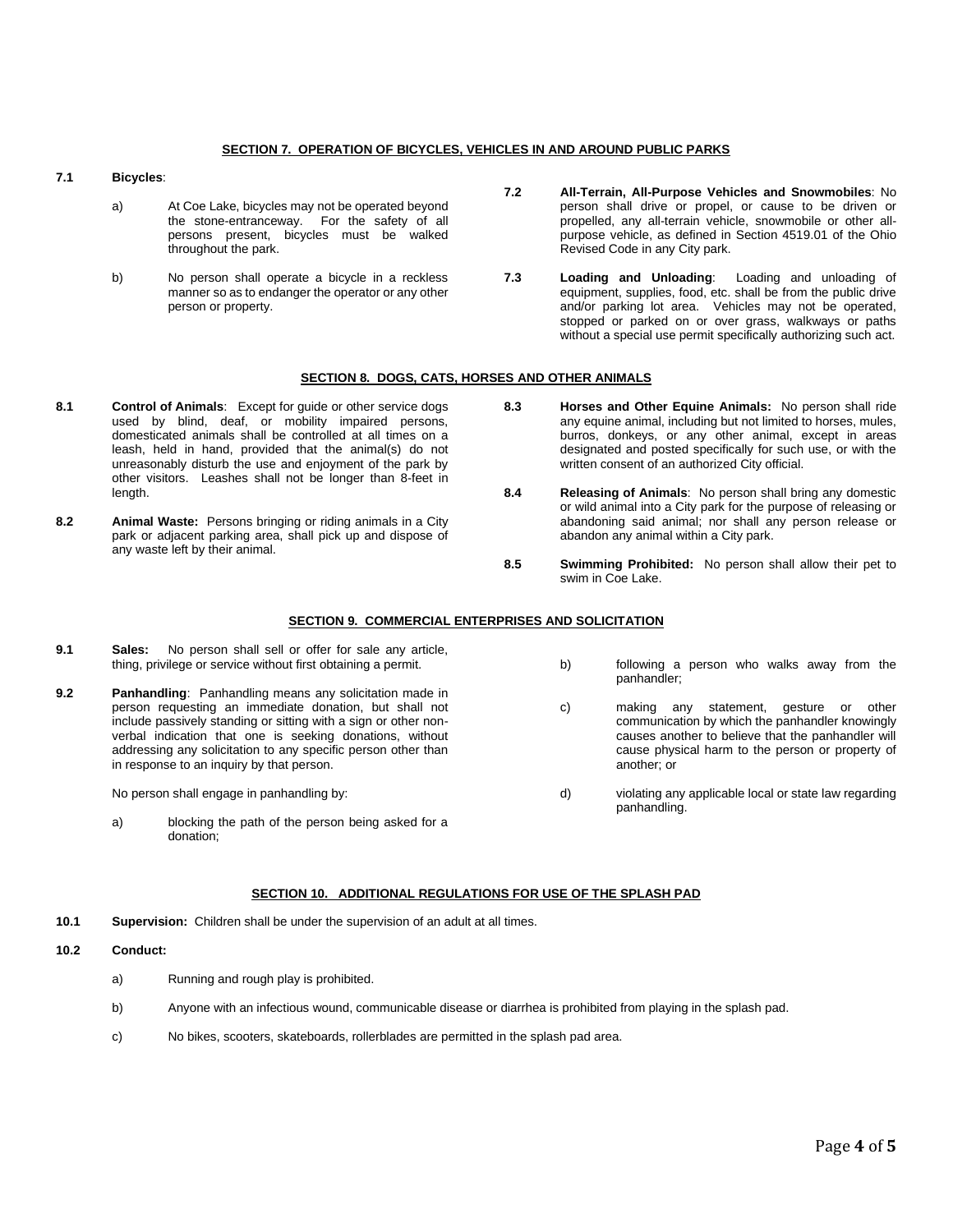## SECTION 7. OPERATION OF BICYCLES, VEHICLES IN AND AROUND PUBLIC PARKS

**7.1 Bicycles**:

a) At Coe Lake, bicycles may not be operated beyond the stone-entranceway. For the safety of all persons present, bicycles must be walked throughout the park.

b) No person shall operate a bicycle in a reckless manner so as to endanger the operator or any other person or property.

**7.2 All-Terrain, All-Purpose Vehicles and Snowmobiles**: No person shall drive or propel, or cause to be driven or propelled, any all-terrain vehicle, snowmobile or other all-purpose vehicle, as defined in Section 4519.01 of the Ohio Revised Code in any City park.

**7.3 Loading and Unloading**: Loading and unloading of equipment, supplies, food, etc. shall be from the public drive and/or parking lot area. Vehicles may not be operated, stopped or parked on or over grass, walkways or paths without a special use permit specifically authorizing such act.

## SECTION 8. DOGS, CATS, HORSES AND OTHER ANIMALS

**8.1 Control of Animals**: Except for guide or other service dogs used by blind, deaf, or mobility impaired persons, domesticated animals shall be controlled at all times on a leash, held in hand, provided that the animal(s) do not unreasonably disturb the use and enjoyment of the park by other visitors. Leashes shall not be longer than 8-feet in length.

**8.2 Animal Waste:** Persons bringing or riding animals in a City park or adjacent parking area, shall pick up and dispose of any waste left by their animal.

**8.3 Horses and Other Equine Animals:** No person shall ride any equine animal, including but not limited to horses, mules, burros, donkeys, or any other animal, except in areas designated and posted specifically for such use, or with the written consent of an authorized City official.

**8.4 Releasing of Animals**: No person shall bring any domestic or wild animal into a City park for the purpose of releasing or abandoning said animal; nor shall any person release or abandon any animal within a City park.

**8.5 Swimming Prohibited:** No person shall allow their pet to swim in Coe Lake.

## SECTION 9. COMMERCIAL ENTERPRISES AND SOLICITATION

**9.1 Sales:** No person shall sell or offer for sale any article, thing, privilege or service without first obtaining a permit.

**9.2 Panhandling**: Panhandling means any solicitation made in person requesting an immediate donation, but shall not include passively standing or sitting with a sign or other non-verbal indication that one is seeking donations, without addressing any solicitation to any specific person other than in response to an inquiry by that person.

No person shall engage in panhandling by:

a) blocking the path of the person being asked for a donation;

b) following a person who walks away from the panhandler;

c) making any statement, gesture or other communication by which the panhandler knowingly causes another to believe that the panhandler will cause physical harm to the person or property of another; or

d) violating any applicable local or state law regarding panhandling.

## SECTION 10. ADDITIONAL REGULATIONS FOR USE OF THE SPLASH PAD

**10.1 Supervision:** Children shall be under the supervision of an adult at all times.

**10.2 Conduct:**

a) Running and rough play is prohibited.

b) Anyone with an infectious wound, communicable disease or diarrhea is prohibited from playing in the splash pad.

c) No bikes, scooters, skateboards, rollerblades are permitted in the splash pad area.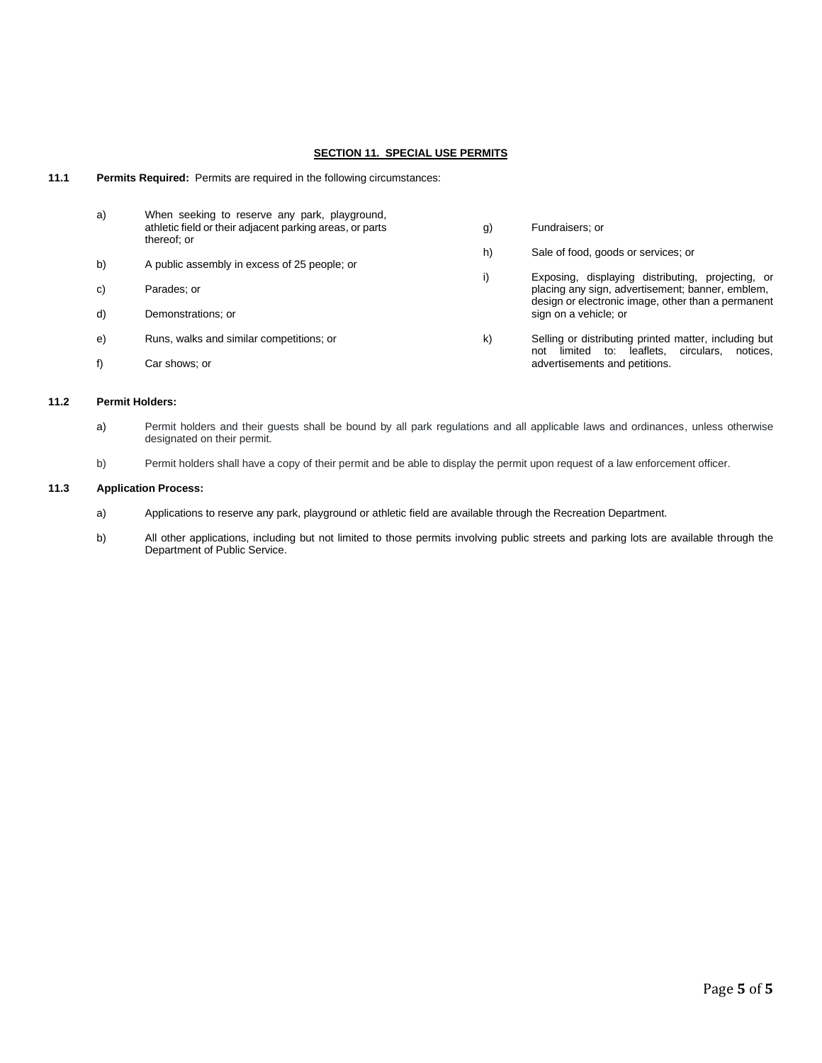## SECTION 11. SPECIAL USE PERMITS

**11.1 Permits Required:** Permits are required in the following circumstances:

a) When seeking to reserve any park, playground, athletic field or their adjacent parking areas, or parts thereof; or

b) A public assembly in excess of 25 people; or

c) Parades; or

d) Demonstrations; or

e) Runs, walks and similar competitions; or

f) Car shows; or

g) Fundraisers; or

h) Sale of food, goods or services; or

i) Exposing, displaying distributing, projecting, or placing any sign, advertisement; banner, emblem, design or electronic image, other than a permanent sign on a vehicle; or

k) Selling or distributing printed matter, including but not limited to: leaflets, circulars, notices, advertisements and petitions.

**11.2 Permit Holders:**

a) Permit holders and their guests shall be bound by all park regulations and all applicable laws and ordinances, unless otherwise designated on their permit.

b) Permit holders shall have a copy of their permit and be able to display the permit upon request of a law enforcement officer.

**11.3 Application Process:**

a) Applications to reserve any park, playground or athletic field are available through the Recreation Department.

b) All other applications, including but not limited to those permits involving public streets and parking lots are available through the Department of Public Service.